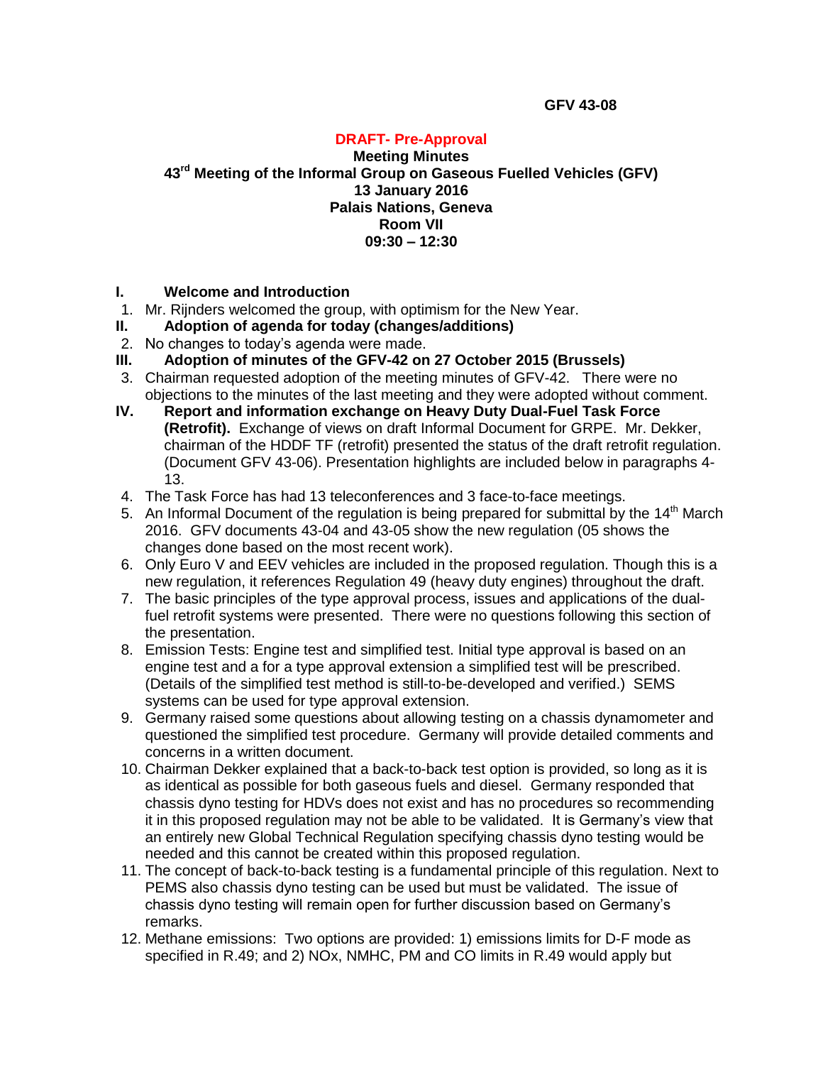**GFV 43-08**

**DRAFT- Pre-Approval**

**Meeting Minutes**
**43rd Meeting of the Informal Group on Gaseous Fuelled Vehicles (GFV)**
**13 January 2016**
**Palais Nations, Geneva**
**Room VII**
**09:30 – 12:30**

## I. Welcome and Introduction

1. Mr. Rijnders welcomed the group, with optimism for the New Year.

## II. Adoption of agenda for today (changes/additions)

2. No changes to today's agenda were made.

## III. Adoption of minutes of the GFV-42 on 27 October 2015 (Brussels)

3. Chairman requested adoption of the meeting minutes of GFV-42. There were no objections to the minutes of the last meeting and they were adopted without comment.

## IV. Report and information exchange on Heavy Duty Dual-Fuel Task Force (Retrofit).

Exchange of views on draft Informal Document for GRPE. Mr. Dekker, chairman of the HDDF TF (retrofit) presented the status of the draft retrofit regulation. (Document GFV 43-06). Presentation highlights are included below in paragraphs 4-13.

4. The Task Force has had 13 teleconferences and 3 face-to-face meetings.
5. An Informal Document of the regulation is being prepared for submittal by the 14th March 2016. GFV documents 43-04 and 43-05 show the new regulation (05 shows the changes done based on the most recent work).
6. Only Euro V and EEV vehicles are included in the proposed regulation. Though this is a new regulation, it references Regulation 49 (heavy duty engines) throughout the draft.
7. The basic principles of the type approval process, issues and applications of the dual-fuel retrofit systems were presented. There were no questions following this section of the presentation.
8. Emission Tests: Engine test and simplified test. Initial type approval is based on an engine test and a for a type approval extension a simplified test will be prescribed. (Details of the simplified test method is still-to-be-developed and verified.) SEMS systems can be used for type approval extension.
9. Germany raised some questions about allowing testing on a chassis dynamometer and questioned the simplified test procedure. Germany will provide detailed comments and concerns in a written document.
10. Chairman Dekker explained that a back-to-back test option is provided, so long as it is as identical as possible for both gaseous fuels and diesel. Germany responded that chassis dyno testing for HDVs does not exist and has no procedures so recommending it in this proposed regulation may not be able to be validated. It is Germany's view that an entirely new Global Technical Regulation specifying chassis dyno testing would be needed and this cannot be created within this proposed regulation.
11. The concept of back-to-back testing is a fundamental principle of this regulation. Next to PEMS also chassis dyno testing can be used but must be validated. The issue of chassis dyno testing will remain open for further discussion based on Germany's remarks.
12. Methane emissions: Two options are provided: 1) emissions limits for D-F mode as specified in R.49; and 2) NOx, NMHC, PM and CO limits in R.49 would apply but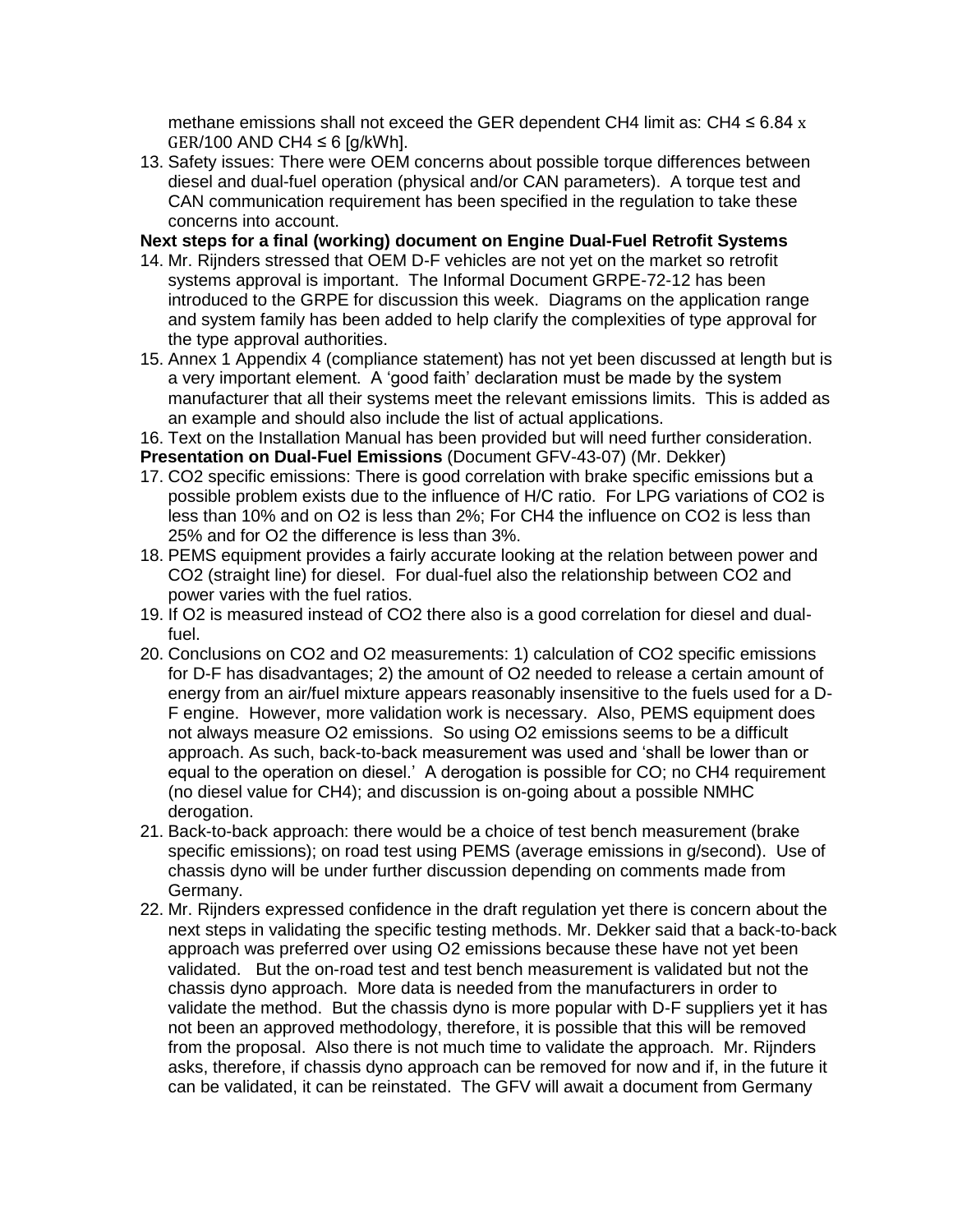methane emissions shall not exceed the GER dependent $CH_4$ limit as: $CH_4 \leq 6.84 \text{ x } GER/100$ AND $CH_4 \leq 6$ [g/kWh].

13. Safety issues: There were OEM concerns about possible torque differences between diesel and dual-fuel operation (physical and/or CAN parameters). A torque test and CAN communication requirement has been specified in the regulation to take these concerns into account.

**Next steps for a final (working) document on Engine Dual-Fuel Retrofit Systems**

14. Mr. Rijnders stressed that OEM D-F vehicles are not yet on the market so retrofit systems approval is important. The Informal Document GRPE-72-12 has been introduced to the GRPE for discussion this week. Diagrams on the application range and system family has been added to help clarify the complexities of type approval for the type approval authorities.
15. Annex 1 Appendix 4 (compliance statement) has not yet been discussed at length but is a very important element. A 'good faith' declaration must be made by the system manufacturer that all their systems meet the relevant emissions limits. This is added as an example and should also include the list of actual applications.
16. Text on the Installation Manual has been provided but will need further consideration.

**Presentation on Dual-Fuel Emissions** (Document GFV-43-07) (Mr. Dekker)

17. $CO_2$ specific emissions: There is good correlation with brake specific emissions but a possible problem exists due to the influence of H/C ratio. For LPG variations of $CO_2$ is less than 10% and on $O_2$ is less than 2%; For $CH_4$ the influence on $CO_2$ is less than 25% and for $O_2$ the difference is less than 3%.
18. PEMS equipment provides a fairly accurate looking at the relation between power and $CO_2$ (straight line) for diesel. For dual-fuel also the relationship between $CO_2$ and power varies with the fuel ratios.
19. If $O_2$ is measured instead of $CO_2$ there also is a good correlation for diesel and dual-fuel.
20. Conclusions on $CO_2$ and $O_2$ measurements: 1) calculation of $CO_2$ specific emissions for D-F has disadvantages; 2) the amount of $O_2$ needed to release a certain amount of energy from an air/fuel mixture appears reasonably insensitive to the fuels used for a D-F engine. However, more validation work is necessary. Also, PEMS equipment does not always measure $O_2$ emissions. So using $O_2$ emissions seems to be a difficult approach. As such, back-to-back measurement was used and 'shall be lower than or equal to the operation on diesel.' A derogation is possible for CO; no $CH_4$ requirement (no diesel value for $CH_4$); and discussion is on-going about a possible NMHC derogation.
21. Back-to-back approach: there would be a choice of test bench measurement (brake specific emissions); on road test using PEMS (average emissions in g/second). Use of chassis dyno will be under further discussion depending on comments made from Germany.
22. Mr. Rijnders expressed confidence in the draft regulation yet there is concern about the next steps in validating the specific testing methods. Mr. Dekker said that a back-to-back approach was preferred over using $O_2$ emissions because these have not yet been validated. But the on-road test and test bench measurement is validated but not the chassis dyno approach. More data is needed from the manufacturers in order to validate the method. But the chassis dyno is more popular with D-F suppliers yet it has not been an approved methodology, therefore, it is possible that this will be removed from the proposal. Also there is not much time to validate the approach. Mr. Rijnders asks, therefore, if chassis dyno approach can be removed for now and if, in the future it can be validated, it can be reinstated. The GFV will await a document from Germany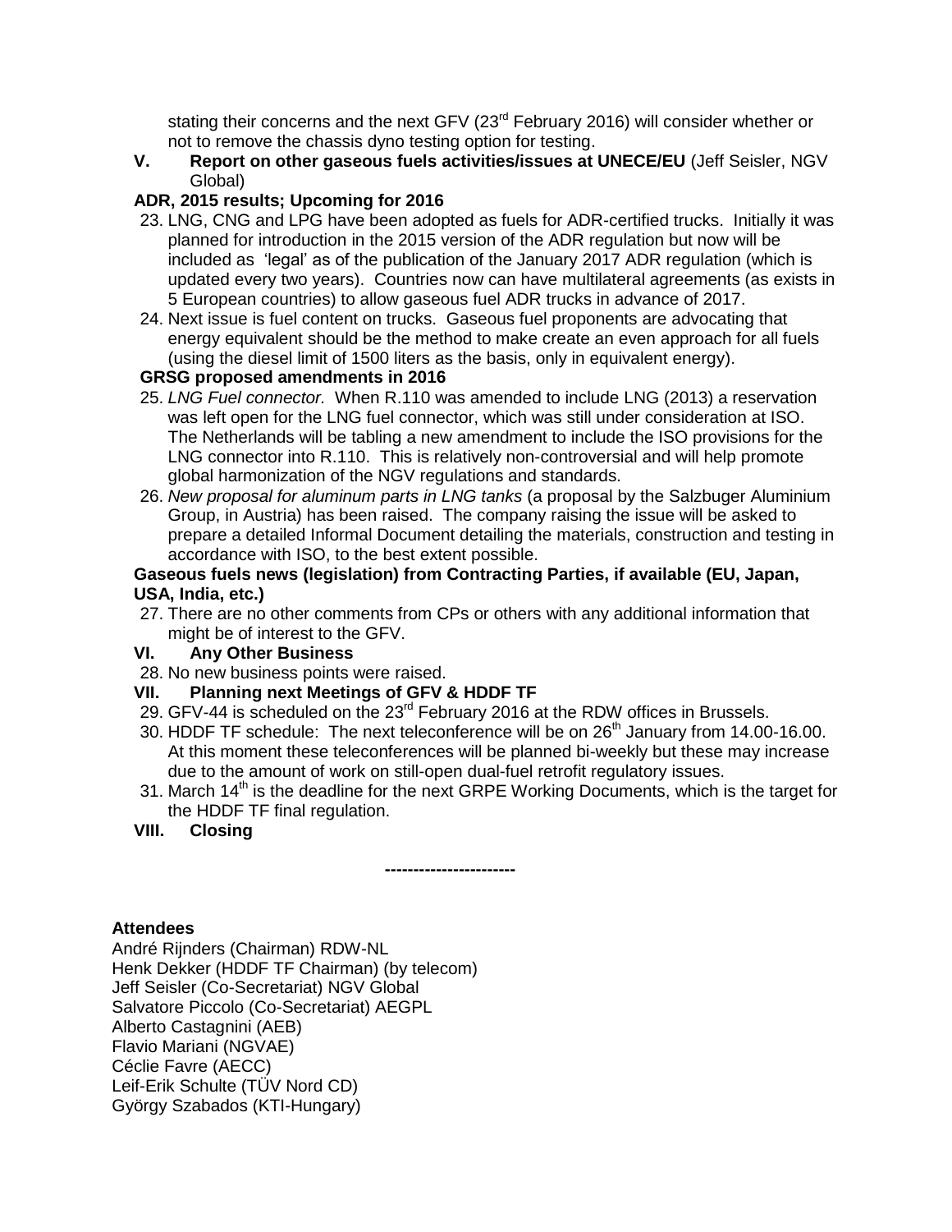stating their concerns and the next GFV (23rd February 2016) will consider whether or not to remove the chassis dyno testing option for testing.

**V. Report on other gaseous fuels activities/issues at UNECE/EU** (Jeff Seisler, NGV Global)

**ADR, 2015 results; Upcoming for 2016**

23. LNG, CNG and LPG have been adopted as fuels for ADR-certified trucks. Initially it was planned for introduction in the 2015 version of the ADR regulation but now will be included as 'legal' as of the publication of the January 2017 ADR regulation (which is updated every two years). Countries now can have multilateral agreements (as exists in 5 European countries) to allow gaseous fuel ADR trucks in advance of 2017.
24. Next issue is fuel content on trucks. Gaseous fuel proponents are advocating that energy equivalent should be the method to make create an even approach for all fuels (using the diesel limit of 1500 liters as the basis, only in equivalent energy).

**GRSG proposed amendments in 2016**

25. *LNG Fuel connector.* When R.110 was amended to include LNG (2013) a reservation was left open for the LNG fuel connector, which was still under consideration at ISO. The Netherlands will be tabling a new amendment to include the ISO provisions for the LNG connector into R.110. This is relatively non-controversial and will help promote global harmonization of the NGV regulations and standards.
26. *New proposal for aluminum parts in LNG tanks* (a proposal by the Salzbuger Aluminium Group, in Austria) has been raised. The company raising the issue will be asked to prepare a detailed Informal Document detailing the materials, construction and testing in accordance with ISO, to the best extent possible.

**Gaseous fuels news (legislation) from Contracting Parties, if available (EU, Japan, USA, India, etc.)**

27. There are no other comments from CPs or others with any additional information that might be of interest to the GFV.

**VI. Any Other Business**

28. No new business points were raised.

**VII. Planning next Meetings of GFV & HDDF TF**

29. GFV-44 is scheduled on the 23rd February 2016 at the RDW offices in Brussels.
30. HDDF TF schedule: The next teleconference will be on 26th January from 14.00-16.00. At this moment these teleconferences will be planned bi-weekly but these may increase due to the amount of work on still-open dual-fuel retrofit regulatory issues.
31. March 14th is the deadline for the next GRPE Working Documents, which is the target for the HDDF TF final regulation.

**VIII. Closing**

----------------------

**Attendees**

André Rijnders (Chairman) RDW-NL
Henk Dekker (HDDF TF Chairman) (by telecom)
Jeff Seisler (Co-Secretariat) NGV Global
Salvatore Piccolo (Co-Secretariat) AEGPL
Alberto Castagnini (AEB)
Flavio Mariani (NGVAE)
Céclie Favre (AECC)
Leif-Erik Schulte (TÜV Nord CD)
György Szabados (KTI-Hungary)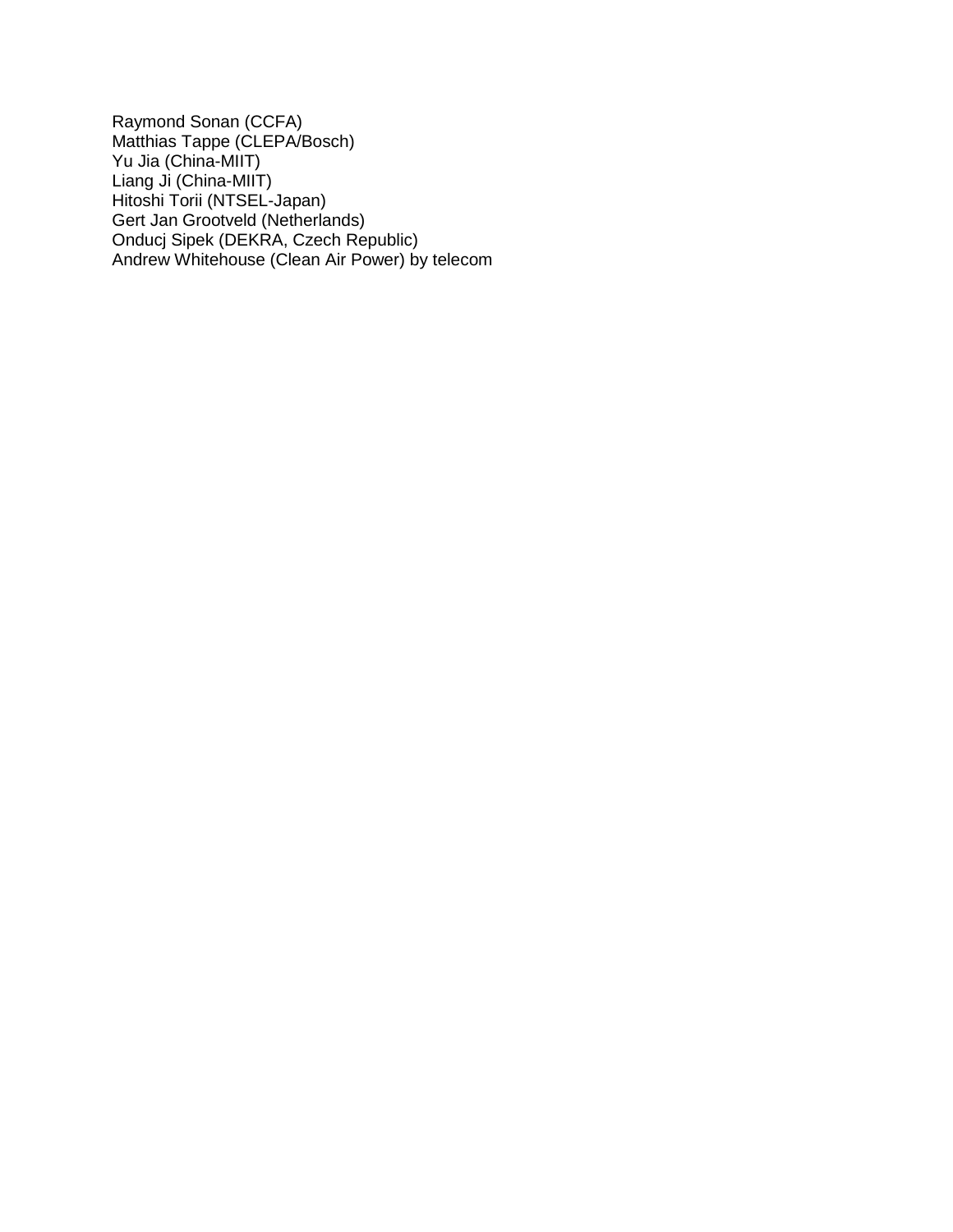Raymond Sonan (CCFA)
Matthias Tappe (CLEPA/Bosch)
Yu Jia (China-MIIT)
Liang Ji (China-MIIT)
Hitoshi Torii (NTSEL-Japan)
Gert Jan Grootveld (Netherlands)
Onducj Sipek (DEKRA, Czech Republic)
Andrew Whitehouse (Clean Air Power) by telecom